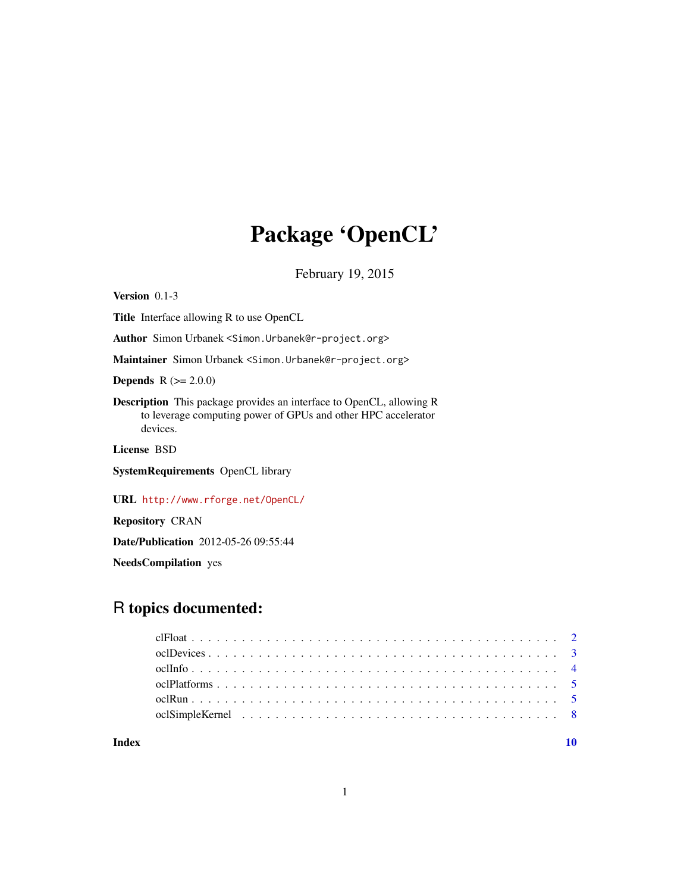# Package 'OpenCL'

February 19, 2015

**Version** 0.1-3

**Title** Interface allowing R to use OpenCL

**Author** Simon Urbanek <Simon.Urbanek@r-project.org>

**Maintainer** Simon Urbanek <Simon.Urbanek@r-project.org>

**Depends** R (>= 2.0.0)

**Description** This package provides an interface to OpenCL, allowing R to leverage computing power of GPUs and other HPC accelerator devices.

**License** BSD

**SystemRequirements** OpenCL library

**URL** http://www.rforge.net/OpenCL/

**Repository** CRAN

**Date/Publication** 2012-05-26 09:55:44

**NeedsCompilation** yes

## R topics documented:

- clFloat . . . . . . . . . . . . . . . . . . . . . . . . . . . . . . . . . . . . . . . . . . 2
- oclDevices . . . . . . . . . . . . . . . . . . . . . . . . . . . . . . . . . . . . . . . . 3
- oclInfo . . . . . . . . . . . . . . . . . . . . . . . . . . . . . . . . . . . . . . . . . . 4
- oclPlatforms . . . . . . . . . . . . . . . . . . . . . . . . . . . . . . . . . . . . . . . 5
- oclRun . . . . . . . . . . . . . . . . . . . . . . . . . . . . . . . . . . . . . . . . . . 5
- oclSimpleKernel . . . . . . . . . . . . . . . . . . . . . . . . . . . . . . . . . . . . . 8

**Index** 10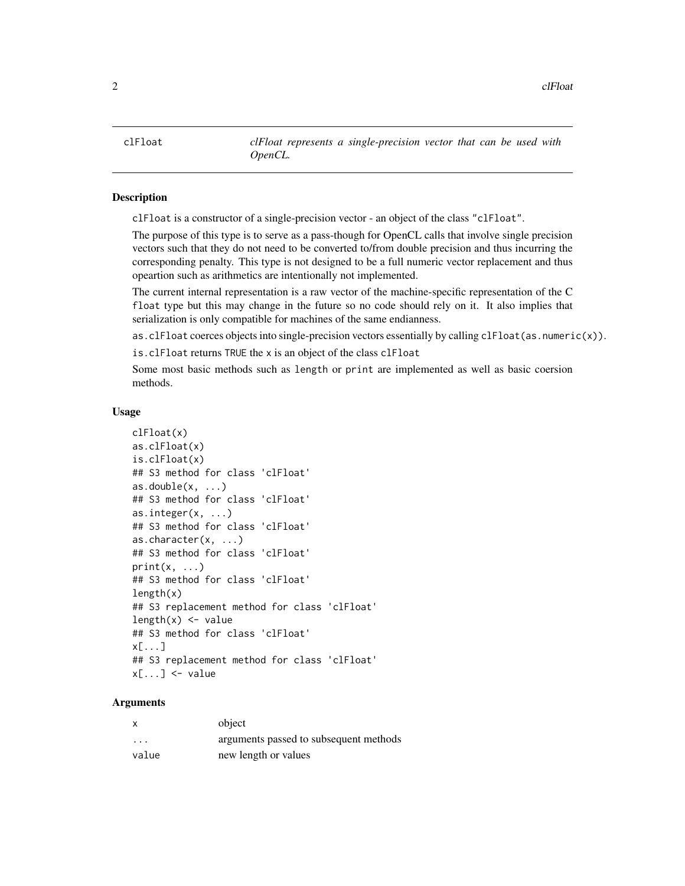clFloat — *clFloat represents a single-precision vector that can be used with OpenCL.*

## Description

clFloat is a constructor of a single-precision vector - an object of the class "clFloat".

The purpose of this type is to serve as a pass-though for OpenCL calls that involve single precision vectors such that they do not need to be converted to/from double precision and thus incurring the corresponding penalty. This type is not designed to be a full numeric vector replacement and thus opeartion such as arithmetics are intentionally not implemented.

The current internal representation is a raw vector of the machine-specific representation of the C `float` type but this may change in the future so no code should rely on it. It also implies that serialization is only compatible for machines of the same endianness.

`as.clFloat` coerces objects into single-precision vectors essentially by calling `clFloat(as.numeric(x))`.

`is.clFloat` returns `TRUE` the `x` is an object of the class `clFloat`

Some most basic methods such as `length` or `print` are implemented as well as basic coersion methods.

## Usage

```
clFloat(x)
as.clFloat(x)
is.clFloat(x)
## S3 method for class 'clFloat'
as.double(x, ...)
## S3 method for class 'clFloat'
as.integer(x, ...)
## S3 method for class 'clFloat'
as.character(x, ...)
## S3 method for class 'clFloat'
print(x, ...)
## S3 method for class 'clFloat'
length(x)
## S3 replacement method for class 'clFloat'
length(x) <- value
## S3 method for class 'clFloat'
x[...]
## S3 replacement method for class 'clFloat'
x[...] <- value
```

## Arguments

| | |
|---|---|
| `x` | object |
| `...` | arguments passed to subsequent methods |
| `value` | new length or values |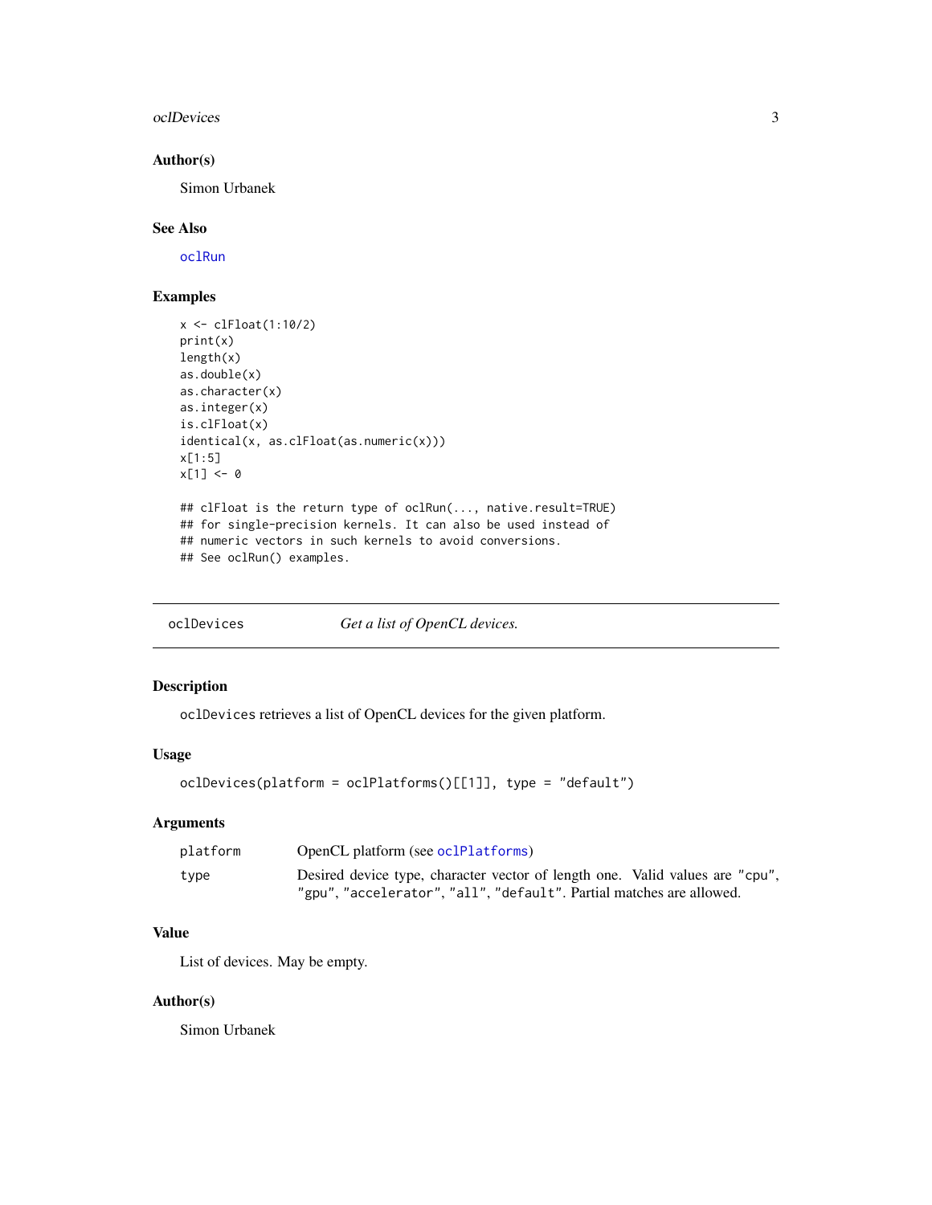### Author(s)

Simon Urbanek

### See Also

oclRun

### Examples

```
x <- clFloat(1:10/2)
print(x)
length(x)
as.double(x)
as.character(x)
as.integer(x)
is.clFloat(x)
identical(x, as.clFloat(as.numeric(x)))
x[1:5]
x[1] <- 0

## clFloat is the return type of oclRun(..., native.result=TRUE)
## for single-precision kernels. It can also be used instead of
## numeric vectors in such kernels to avoid conversions.
## See oclRun() examples.
```

---

## oclDevices — *Get a list of OpenCL devices.*

---

### Description

`oclDevices` retrieves a list of OpenCL devices for the given platform.

### Usage

```
oclDevices(platform = oclPlatforms()[[1]], type = "default")
```

### Arguments

| | |
|---|---|
| `platform` | OpenCL platform (see `oclPlatforms`) |
| `type` | Desired device type, character vector of length one. Valid values are `"cpu"`, `"gpu"`, `"accelerator"`, `"all"`, `"default"`. Partial matches are allowed. |

### Value

List of devices. May be empty.

### Author(s)

Simon Urbanek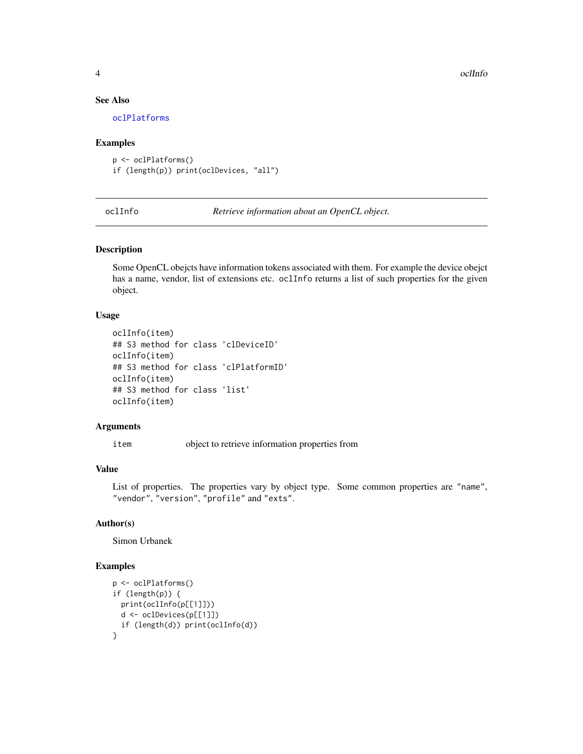### See Also

oclPlatforms

### Examples

```
p <- oclPlatforms()
if (length(p)) print(oclDevices, "all")
```

---

## oclInfo — *Retrieve information about an OpenCL object.*

---

### Description

Some OpenCL obejcts have information tokens associated with them. For example the device obejct has a name, vendor, list of extensions etc. `oclInfo` returns a list of such properties for the given object.

### Usage

```
oclInfo(item)
## S3 method for class 'clDeviceID'
oclInfo(item)
## S3 method for class 'clPlatformID'
oclInfo(item)
## S3 method for class 'list'
oclInfo(item)
```

### Arguments

| | |
|---|---|
| `item` | object to retrieve information properties from |

### Value

List of properties. The properties vary by object type. Some common properties are `"name"`, `"vendor"`, `"version"`, `"profile"` and `"exts"`.

### Author(s)

Simon Urbanek

### Examples

```
p <- oclPlatforms()
if (length(p)) {
  print(oclInfo(p[[1]]))
  d <- oclDevices(p[[1]])
  if (length(d)) print(oclInfo(d))
}
```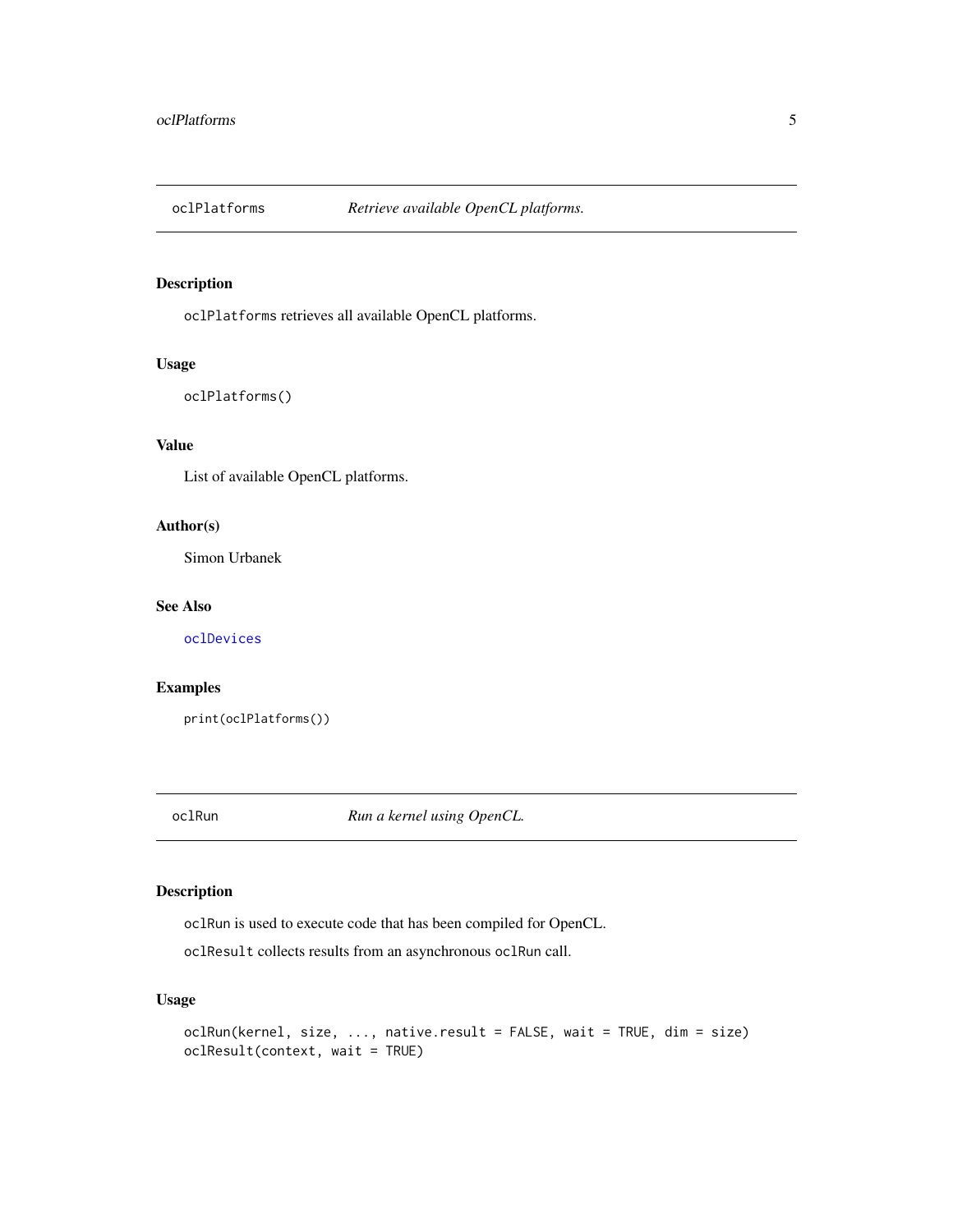## oclPlatforms — *Retrieve available OpenCL platforms.*

### Description

`oclPlatforms` retrieves all available OpenCL platforms.

### Usage

```
oclPlatforms()
```

### Value

List of available OpenCL platforms.

### Author(s)

Simon Urbanek

### See Also

`oclDevices`

### Examples

```
print(oclPlatforms())
```

## oclRun — *Run a kernel using OpenCL.*

### Description

`oclRun` is used to execute code that has been compiled for OpenCL.

`oclResult` collects results from an asynchronous `oclRun` call.

### Usage

```
oclRun(kernel, size, ..., native.result = FALSE, wait = TRUE, dim = size)
oclResult(context, wait = TRUE)
```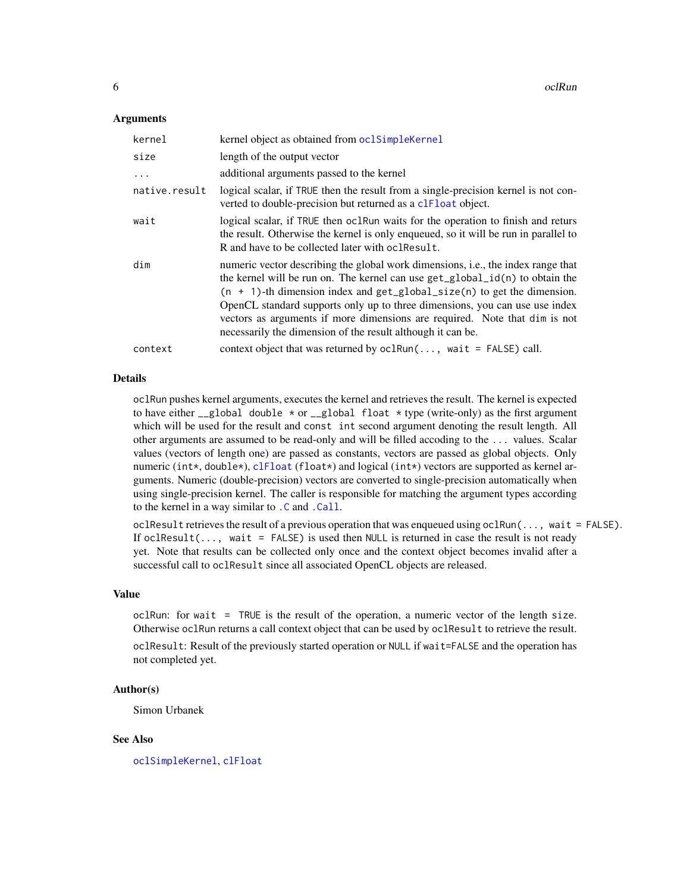### Arguments

| | |
|---|---|
| `kernel` | kernel object as obtained from `oclSimpleKernel` |
| `size` | length of the output vector |
| `...` | additional arguments passed to the kernel |
| `native.result` | logical scalar, if `TRUE` then the result from a single-precision kernel is not converted to double-precision but returned as a `clFloat` object. |
| `wait` | logical scalar, if `TRUE` then `oclRun` waits for the operation to finish and returs the result. Otherwise the kernel is only enqueued, so it will be run in parallel to R and have to be collected later with `oclResult`. |
| `dim` | numeric vector describing the global work dimensions, i.e., the index range that the kernel will be run on. The kernel can use `get_global_id(n)` to obtain the `(n + 1)`-th dimension index and `get_global_size(n)` to get the dimension. OpenCL standard supports only up to three dimensions, you can use use index vectors as arguments if more dimensions are required. Note that `dim` is not necessarily the dimension of the result although it can be. |
| `context` | context object that was returned by `oclRun(..., wait = FALSE)` call. |

### Details

`oclRun` pushes kernel arguments, executes the kernel and retrieves the result. The kernel is expected to have either `__global double *` or `__global float *` type (write-only) as the first argument which will be used for the result and `const int` second argument denoting the result length. All other arguments are assumed to be read-only and will be filled accoding to the `...` values. Scalar values (vectors of length one) are passed as constants, vectors are passed as global objects. Only numeric (`int*`, `double*`), `clFloat` (`float*`) and logical (`int*`) vectors are supported as kernel arguments. Numeric (double-precision) vectors are converted to single-precision automatically when using single-precision kernel. The caller is responsible for matching the argument types according to the kernel in a way similar to `.C` and `.Call`.

`oclResult` retrieves the result of a previous operation that was enqueued using `oclRun(..., wait = FALSE)`. If `oclResult(..., wait = FALSE)` is used then `NULL` is returned in case the result is not ready yet. Note that results can be collected only once and the context object becomes invalid after a successful call to `oclResult` since all associated OpenCL objects are released.

### Value

`oclRun`: for `wait = TRUE` is the result of the operation, a numeric vector of the length `size`. Otherwise `oclRun` returns a call context object that can be used by `oclResult` to retrieve the result.

`oclResult`: Result of the previously started operation or `NULL` if `wait=FALSE` and the operation has not completed yet.

### Author(s)

Simon Urbanek

### See Also

`oclSimpleKernel`, `clFloat`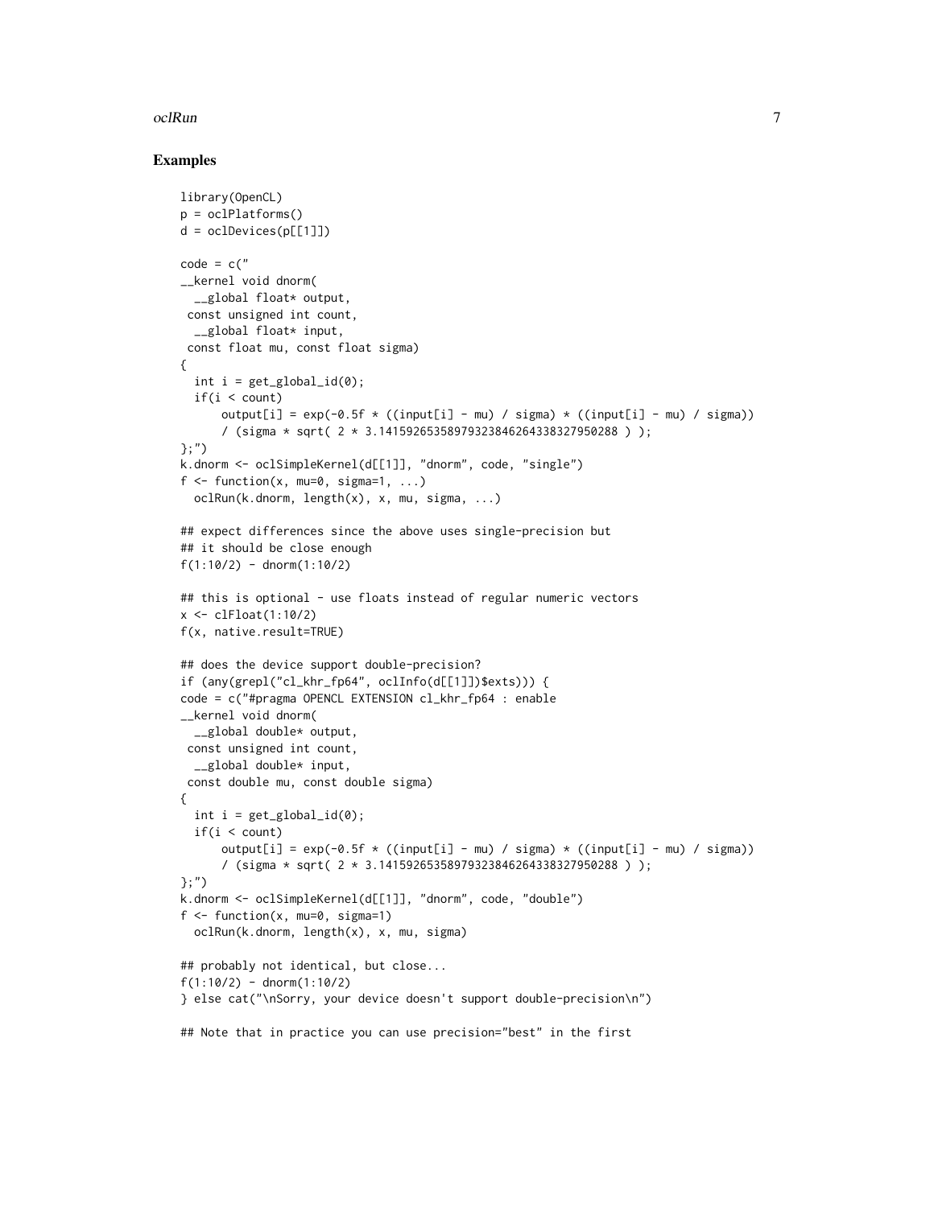## Examples

```
library(OpenCL)
p = oclPlatforms()
d = oclDevices(p[[1]])

code = c("
__kernel void dnorm(
  __global float* output,
 const unsigned int count,
  __global float* input,
 const float mu, const float sigma)
{
  int i = get_global_id(0);
  if(i < count)
      output[i] = exp(-0.5f * ((input[i] - mu) / sigma) * ((input[i] - mu) / sigma))
      / (sigma * sqrt( 2 * 3.14159265358979323846264338327950288 ) );
};")
k.dnorm <- oclSimpleKernel(d[[1]], "dnorm", code, "single")
f <- function(x, mu=0, sigma=1, ...)
  oclRun(k.dnorm, length(x), x, mu, sigma, ...)

## expect differences since the above uses single-precision but
## it should be close enough
f(1:10/2) - dnorm(1:10/2)

## this is optional - use floats instead of regular numeric vectors
x <- clFloat(1:10/2)
f(x, native.result=TRUE)

## does the device support double-precision?
if (any(grepl("cl_khr_fp64", oclInfo(d[[1]])$exts))) {
code = c("#pragma OPENCL EXTENSION cl_khr_fp64 : enable
__kernel void dnorm(
  __global double* output,
 const unsigned int count,
  __global double* input,
 const double mu, const double sigma)
{
  int i = get_global_id(0);
  if(i < count)
      output[i] = exp(-0.5f * ((input[i] - mu) / sigma) * ((input[i] - mu) / sigma))
      / (sigma * sqrt( 2 * 3.14159265358979323846264338327950288 ) );
};")
k.dnorm <- oclSimpleKernel(d[[1]], "dnorm", code, "double")
f <- function(x, mu=0, sigma=1)
  oclRun(k.dnorm, length(x), x, mu, sigma)

## probably not identical, but close...
f(1:10/2) - dnorm(1:10/2)
} else cat("\nSorry, your device doesn't support double-precision\n")

## Note that in practice you can use precision="best" in the first
```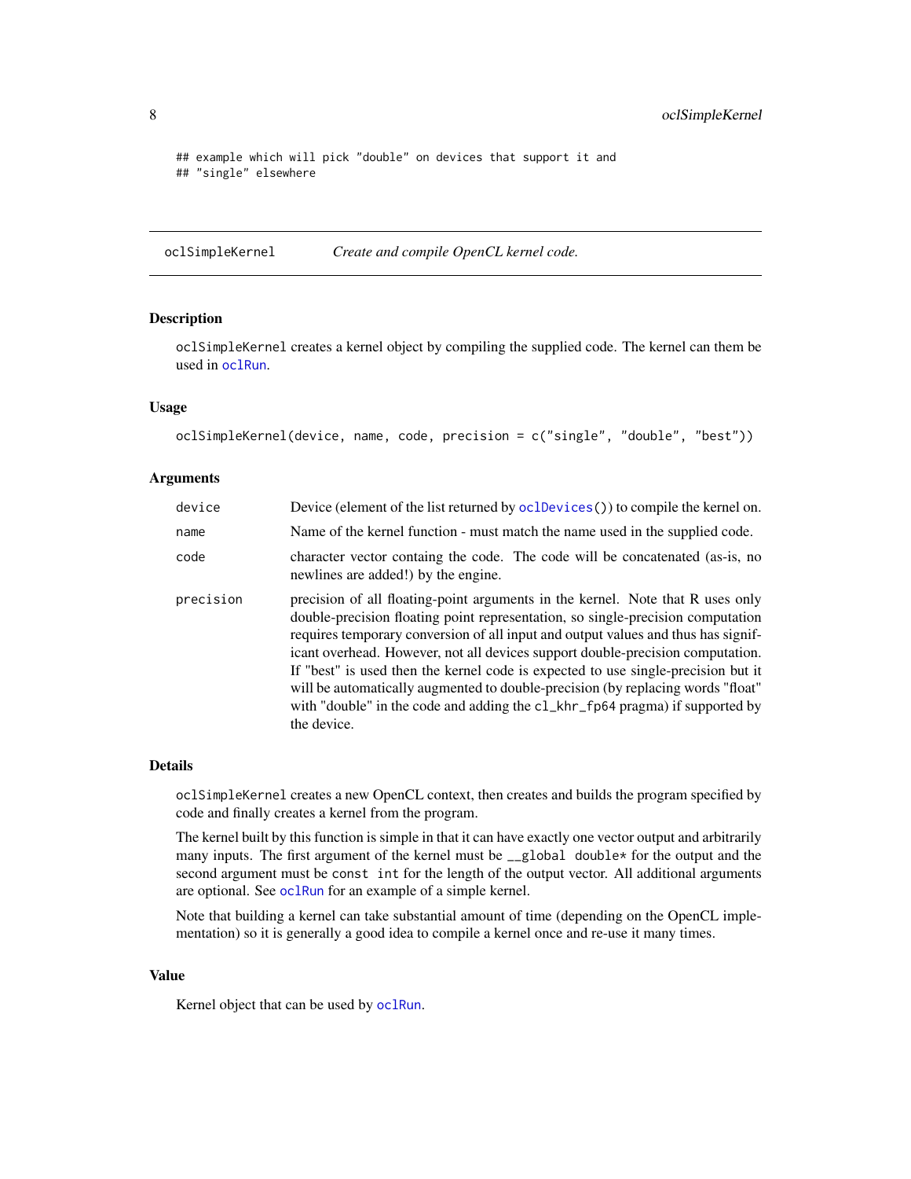```
## example which will pick "double" on devices that support it and
## "single" elsewhere
```

## oclSimpleKernel — *Create and compile OpenCL kernel code.*

### Description

`oclSimpleKernel` creates a kernel object by compiling the supplied code. The kernel can them be used in `oclRun`.

### Usage

```
oclSimpleKernel(device, name, code, precision = c("single", "double", "best"))
```

### Arguments

| | |
|---|---|
| `device` | Device (element of the list returned by `oclDevices()`) to compile the kernel on. |
| `name` | Name of the kernel function - must match the name used in the supplied code. |
| `code` | character vector containg the code. The code will be concatenated (as-is, no newlines are added!) by the engine. |
| `precision` | precision of all floating-point arguments in the kernel. Note that R uses only double-precision floating point representation, so single-precision computation requires temporary conversion of all input and output values and thus has significant overhead. However, not all devices support double-precision computation. If "best" is used then the kernel code is expected to use single-precision but it will be automatically augmented to double-precision (by replacing words "float" with "double" in the code and adding the `cl_khr_fp64` pragma) if supported by the device. |

### Details

`oclSimpleKernel` creates a new OpenCL context, then creates and builds the program specified by code and finally creates a kernel from the program.

The kernel built by this function is simple in that it can have exactly one vector output and arbitrarily many inputs. The first argument of the kernel must be `__global double*` for the output and the second argument must be `const int` for the length of the output vector. All additional arguments are optional. See `oclRun` for an example of a simple kernel.

Note that building a kernel can take substantial amount of time (depending on the OpenCL implementation) so it is generally a good idea to compile a kernel once and re-use it many times.

### Value

Kernel object that can be used by `oclRun`.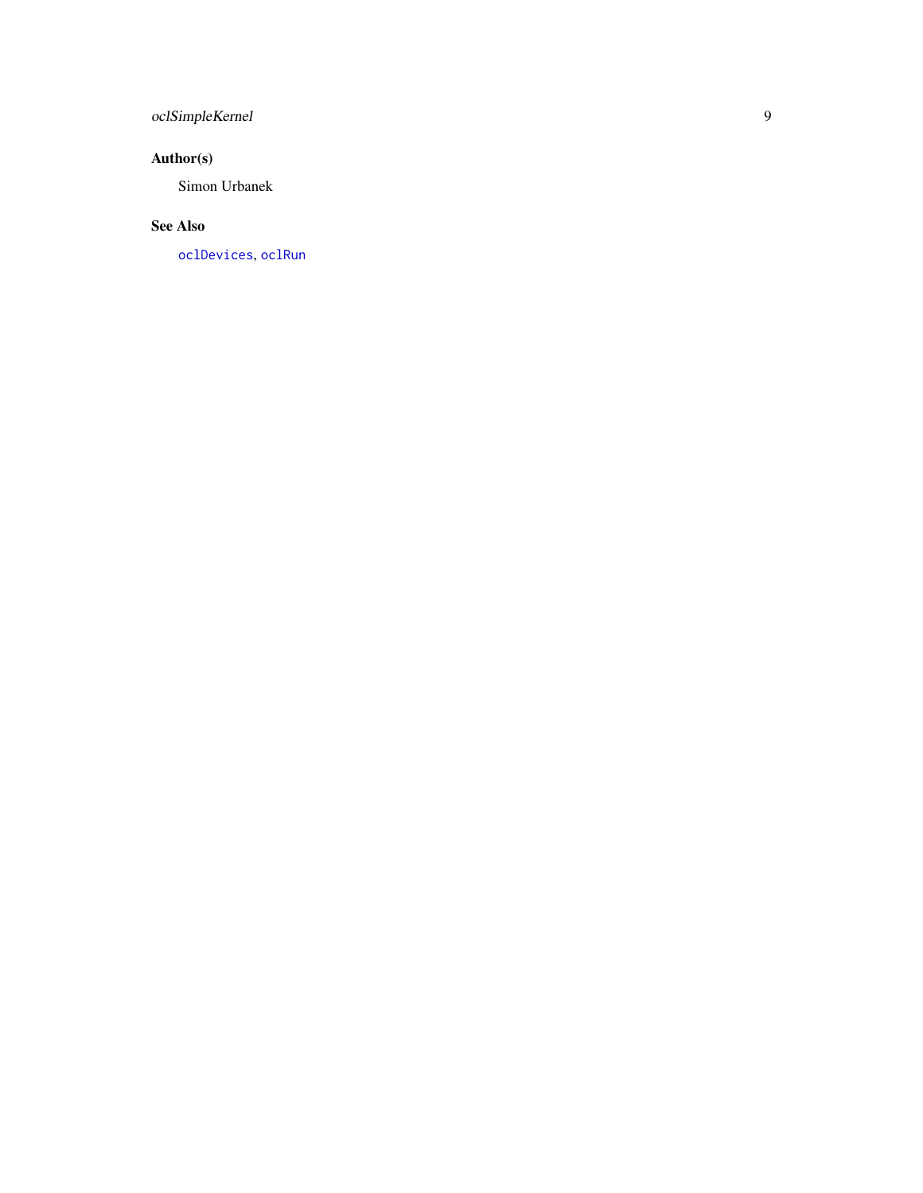## Author(s)

Simon Urbanek

## See Also

`oclDevices`, `oclRun`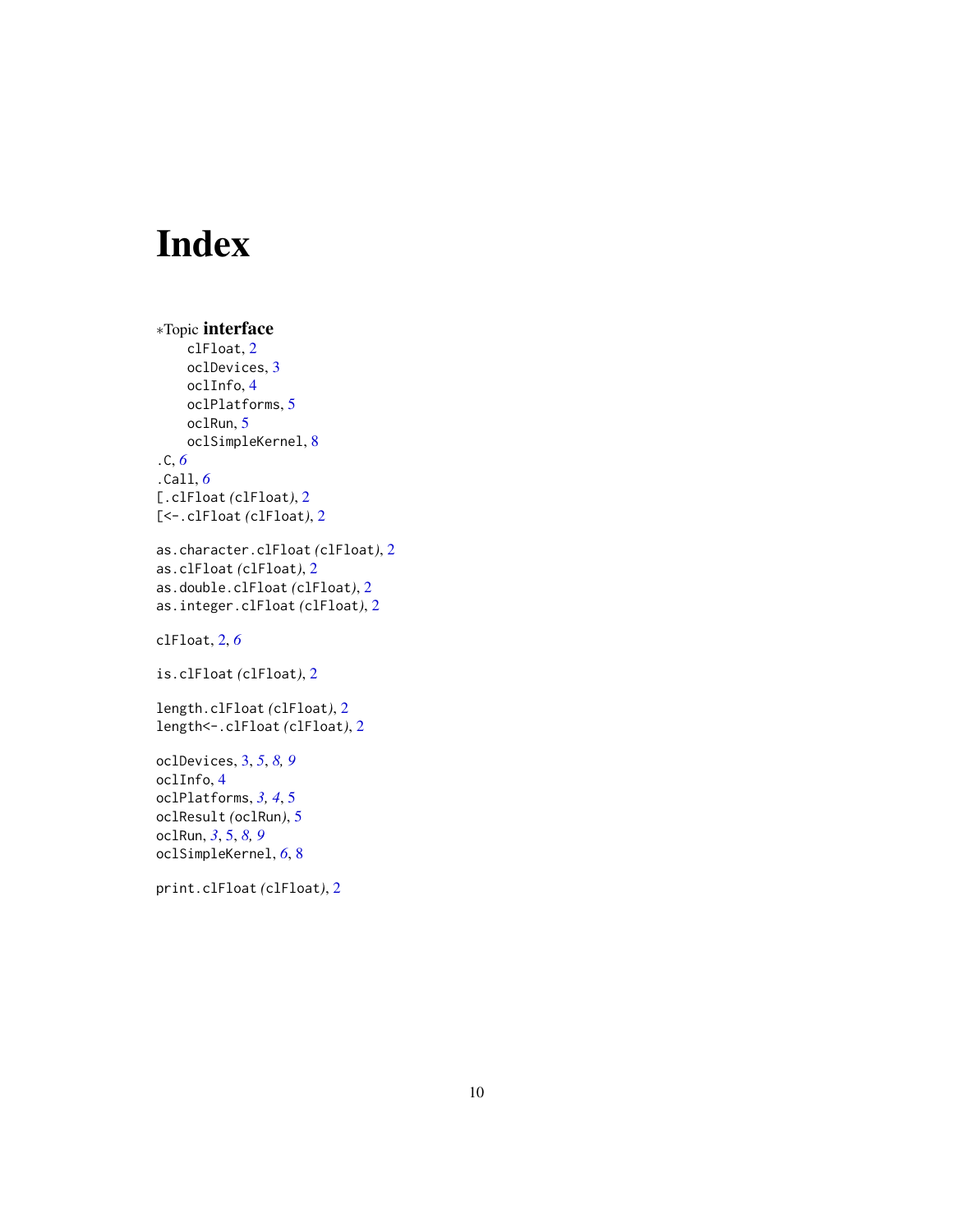# Index

∗Topic **interface**

- clFloat, 2
- oclDevices, 3
- oclInfo, 4
- oclPlatforms, 5
- oclRun, 5
- oclSimpleKernel, 8

.C, *6*
.Call, *6*
[.clFloat *(*clFloat*)*, 2
[<-.clFloat *(*clFloat*)*, 2

as.character.clFloat *(*clFloat*)*, 2
as.clFloat *(*clFloat*)*, 2
as.double.clFloat *(*clFloat*)*, 2
as.integer.clFloat *(*clFloat*)*, 2

clFloat, 2, *6*

is.clFloat *(*clFloat*)*, 2

length.clFloat *(*clFloat*)*, 2
length<-.clFloat *(*clFloat*)*, 2

oclDevices, 3, *5*, *8, 9*
oclInfo, 4
oclPlatforms, *3, 4*, 5
oclResult *(*oclRun*)*, 5
oclRun, *3*, 5, *8, 9*
oclSimpleKernel, *6*, 8

print.clFloat *(*clFloat*)*, 2